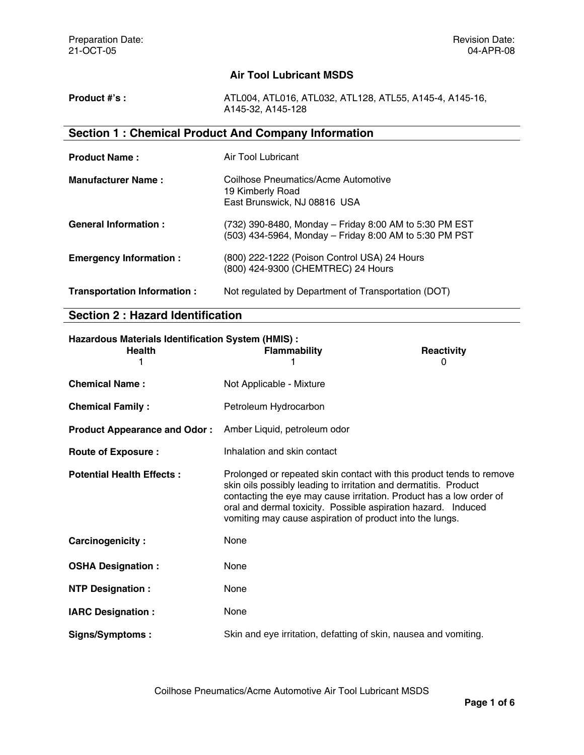Preparation Date:
21-OCT-05

Revision Date:
04-APR-08

# Air Tool Lubricant MSDS

**Product #'s :** ATL004, ATL016, ATL032, ATL128, ATL55, A145-4, A145-16, A145-32, A145-128

## Section 1 : Chemical Product And Company Information

**Product Name :** Air Tool Lubricant

**Manufacturer Name :** Coilhose Pneumatics/Acme Automotive
19 Kimberly Road
East Brunswick, NJ 08816 USA

**General Information :** (732) 390-8480, Monday – Friday 8:00 AM to 5:30 PM EST
(503) 434-5964, Monday – Friday 8:00 AM to 5:30 PM PST

**Emergency Information :** (800) 222-1222 (Poison Control USA) 24 Hours
(800) 424-9300 (CHEMTREC) 24 Hours

**Transportation Information :** Not regulated by Department of Transportation (DOT)

## Section 2 : Hazard Identification

**Hazardous Materials Identification System (HMIS) :**

| Health | Flammability | Reactivity |
|---|---|---|
| 1 | 1 | 0 |

**Chemical Name :** Not Applicable - Mixture

**Chemical Family :** Petroleum Hydrocarbon

**Product Appearance and Odor :** Amber Liquid, petroleum odor

**Route of Exposure :** Inhalation and skin contact

**Potential Health Effects :** Prolonged or repeated skin contact with this product tends to remove skin oils possibly leading to irritation and dermatitis. Product contacting the eye may cause irritation. Product has a low order of oral and dermal toxicity. Possible aspiration hazard. Induced vomiting may cause aspiration of product into the lungs.

**Carcinogenicity :** None

**OSHA Designation :** None

**NTP Designation :** None

**IARC Designation :** None

**Signs/Symptoms :** Skin and eye irritation, defatting of skin, nausea and vomiting.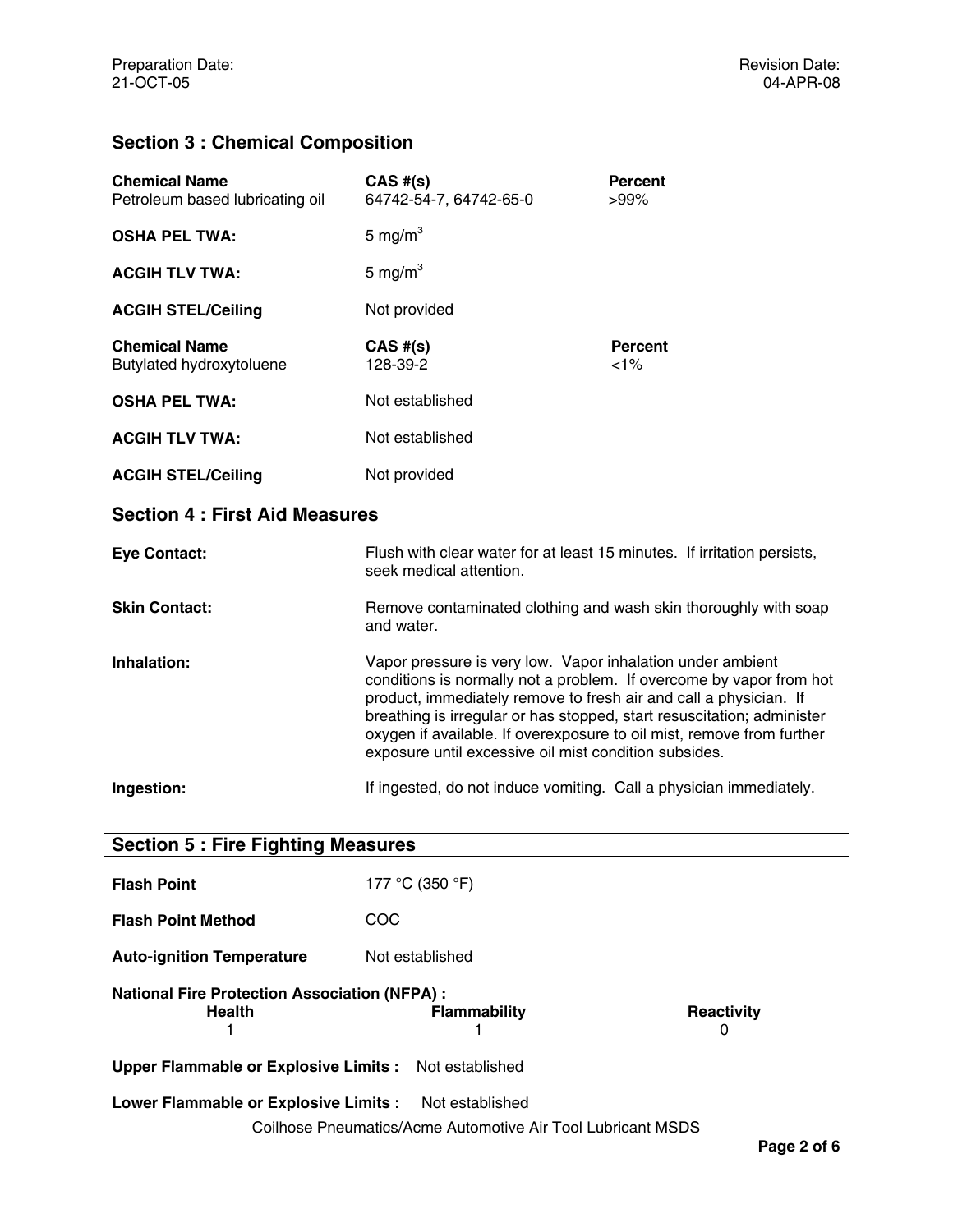## Section 3 : Chemical Composition

| Chemical Name | CAS #(s) | Percent |
|---|---|---|
| Petroleum based lubricating oil | 64742-54-7, 64742-65-0 | >99% |

**OSHA PEL TWA:** 5 mg/m$^3$

**ACGIH TLV TWA:** 5 mg/m$^3$

**ACGIH STEL/Ceiling** Not provided

| Chemical Name | CAS #(s) | Percent |
|---|---|---|
| Butylated hydroxytoluene | 128-39-2 | <1% |

**OSHA PEL TWA:** Not established

**ACGIH TLV TWA:** Not established

**ACGIH STEL/Ceiling** Not provided

## Section 4 : First Aid Measures

**Eye Contact:** Flush with clear water for at least 15 minutes. If irritation persists, seek medical attention.

**Skin Contact:** Remove contaminated clothing and wash skin thoroughly with soap and water.

**Inhalation:** Vapor pressure is very low. Vapor inhalation under ambient conditions is normally not a problem. If overcome by vapor from hot product, immediately remove to fresh air and call a physician. If breathing is irregular or has stopped, start resuscitation; administer oxygen if available. If overexposure to oil mist, remove from further exposure until excessive oil mist condition subsides.

**Ingestion:** If ingested, do not induce vomiting. Call a physician immediately.

## Section 5 : Fire Fighting Measures

**Flash Point** 177 °C (350 °F)

**Flash Point Method** COC

**Auto-ignition Temperature** Not established

**National Fire Protection Association (NFPA) :**

| Health | Flammability | Reactivity |
|---|---|---|
| 1 | 1 | 0 |

**Upper Flammable or Explosive Limits :** Not established

**Lower Flammable or Explosive Limits :** Not established

Coilhose Pneumatics/Acme Automotive Air Tool Lubricant MSDS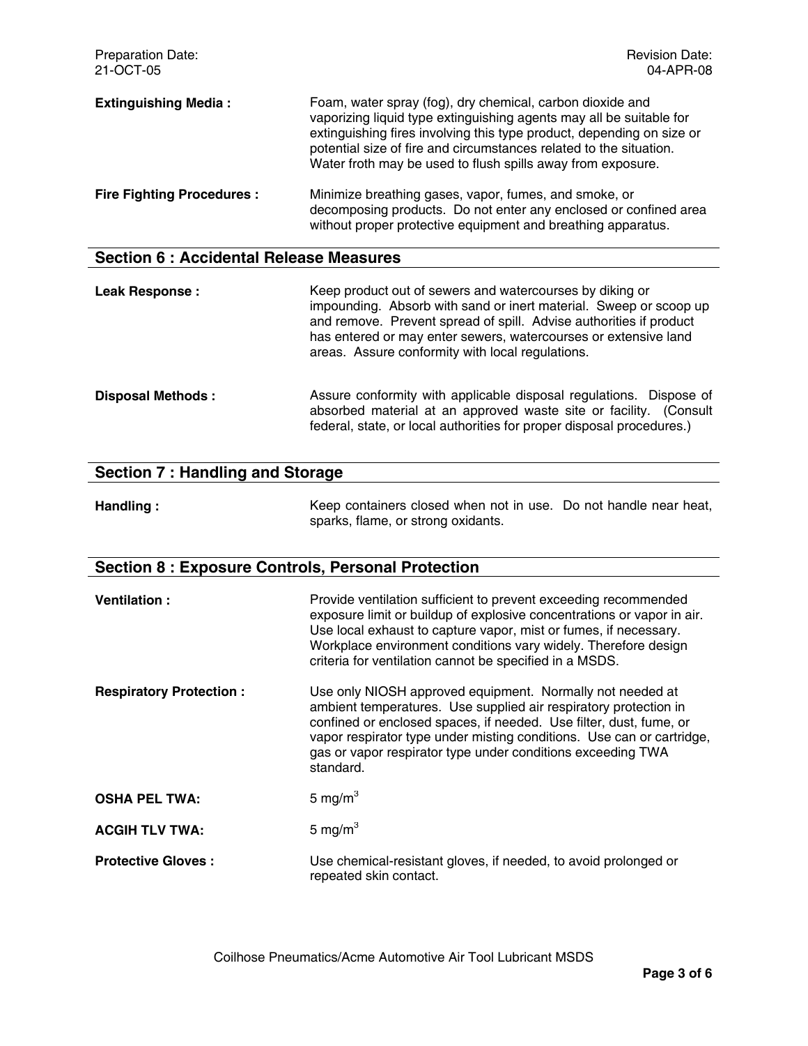**Extinguishing Media :** Foam, water spray (fog), dry chemical, carbon dioxide and vaporizing liquid type extinguishing agents may all be suitable for extinguishing fires involving this type product, depending on size or potential size of fire and circumstances related to the situation. Water froth may be used to flush spills away from exposure.

**Fire Fighting Procedures :** Minimize breathing gases, vapor, fumes, and smoke, or decomposing products. Do not enter any enclosed or confined area without proper protective equipment and breathing apparatus.

## Section 6 : Accidental Release Measures

**Leak Response :** Keep product out of sewers and watercourses by diking or impounding. Absorb with sand or inert material. Sweep or scoop up and remove. Prevent spread of spill. Advise authorities if product has entered or may enter sewers, watercourses or extensive land areas. Assure conformity with local regulations.

**Disposal Methods :** Assure conformity with applicable disposal regulations. Dispose of absorbed material at an approved waste site or facility. (Consult federal, state, or local authorities for proper disposal procedures.)

## Section 7 : Handling and Storage

**Handling :** Keep containers closed when not in use. Do not handle near heat, sparks, flame, or strong oxidants.

## Section 8 : Exposure Controls, Personal Protection

**Ventilation :** Provide ventilation sufficient to prevent exceeding recommended exposure limit or buildup of explosive concentrations or vapor in air. Use local exhaust to capture vapor, mist or fumes, if necessary. Workplace environment conditions vary widely. Therefore design criteria for ventilation cannot be specified in a MSDS.

**Respiratory Protection :** Use only NIOSH approved equipment. Normally not needed at ambient temperatures. Use supplied air respiratory protection in confined or enclosed spaces, if needed. Use filter, dust, fume, or vapor respirator type under misting conditions. Use can or cartridge, gas or vapor respirator type under conditions exceeding TWA standard.

**OSHA PEL TWA:** 5 mg/m$^3$

**ACGIH TLV TWA:** 5 mg/m$^3$

**Protective Gloves :** Use chemical-resistant gloves, if needed, to avoid prolonged or repeated skin contact.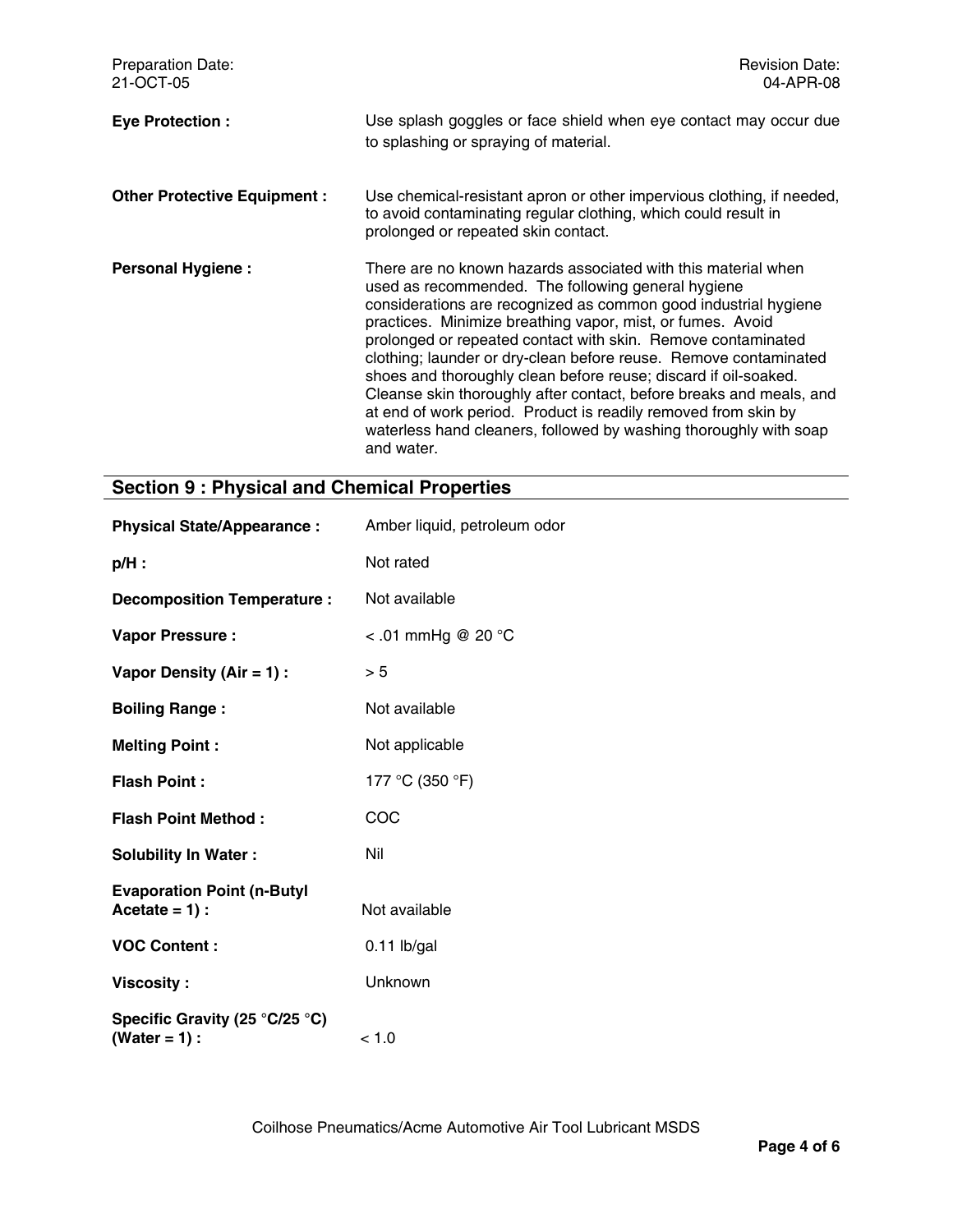Preparation Date:
21-OCT-05

Revision Date:
04-APR-08

**Eye Protection :** Use splash goggles or face shield when eye contact may occur due to splashing or spraying of material.

**Other Protective Equipment :** Use chemical-resistant apron or other impervious clothing, if needed, to avoid contaminating regular clothing, which could result in prolonged or repeated skin contact.

**Personal Hygiene :** There are no known hazards associated with this material when used as recommended. The following general hygiene considerations are recognized as common good industrial hygiene practices. Minimize breathing vapor, mist, or fumes. Avoid prolonged or repeated contact with skin. Remove contaminated clothing; launder or dry-clean before reuse. Remove contaminated shoes and thoroughly clean before reuse; discard if oil-soaked. Cleanse skin thoroughly after contact, before breaks and meals, and at end of work period. Product is readily removed from skin by waterless hand cleaners, followed by washing thoroughly with soap and water.

## Section 9 : Physical and Chemical Properties

| | |
|---|---|
| **Physical State/Appearance :** | Amber liquid, petroleum odor |
| **p/H :** | Not rated |
| **Decomposition Temperature :** | Not available |
| **Vapor Pressure :** | < .01 mmHg @ 20 °C |
| **Vapor Density (Air = 1) :** | > 5 |
| **Boiling Range :** | Not available |
| **Melting Point :** | Not applicable |
| **Flash Point :** | 177 °C (350 °F) |
| **Flash Point Method :** | COC |
| **Solubility In Water :** | Nil |
| **Evaporation Point (n-Butyl Acetate = 1) :** | Not available |
| **VOC Content :** | 0.11 lb/gal |
| **Viscosity :** | Unknown |
| **Specific Gravity (25 °C/25 °C) (Water = 1) :** | < 1.0 |

Coilhose Pneumatics/Acme Automotive Air Tool Lubricant MSDS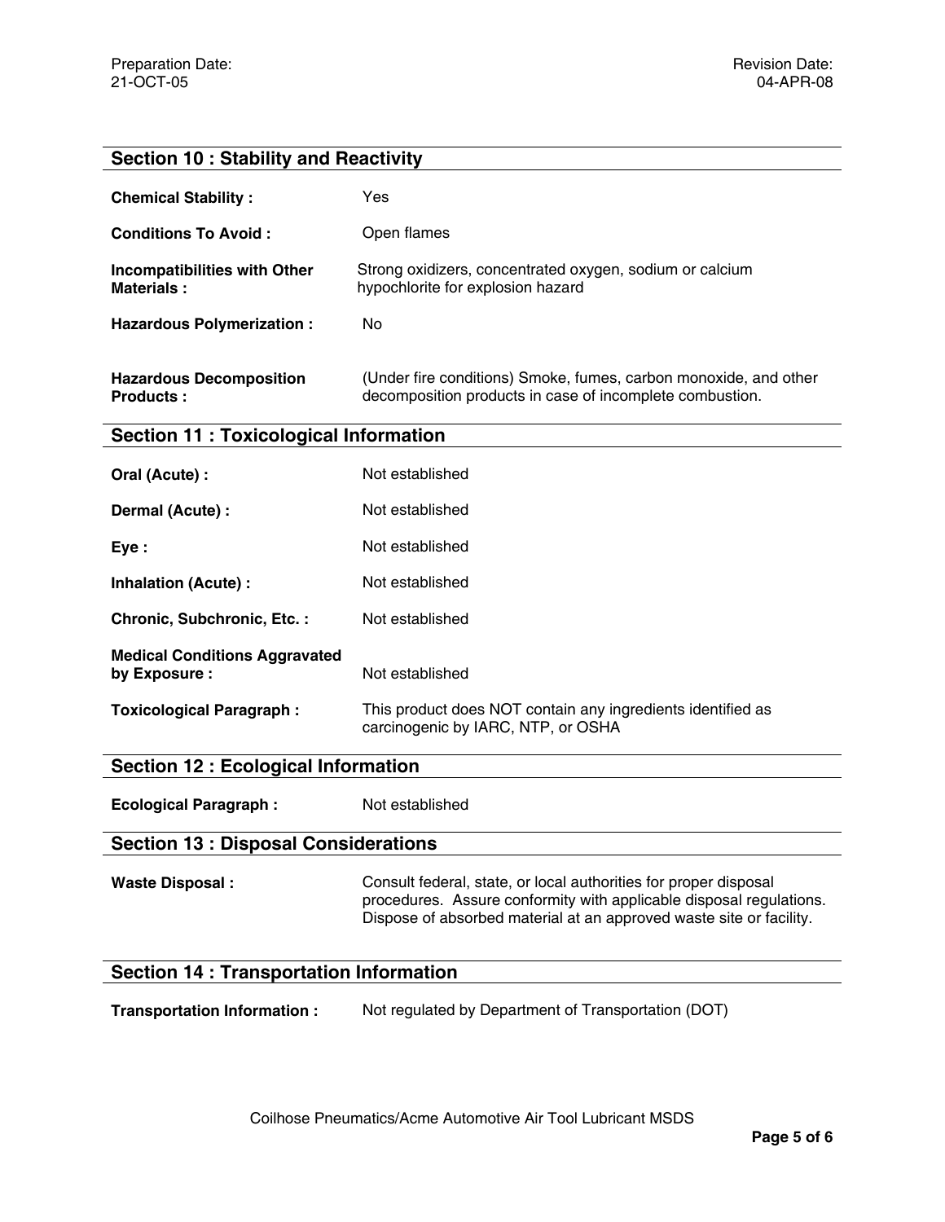## Section 10 : Stability and Reactivity

**Chemical Stability :** Yes

**Conditions To Avoid :** Open flames

**Incompatibilities with Other Materials :** Strong oxidizers, concentrated oxygen, sodium or calcium hypochlorite for explosion hazard

**Hazardous Polymerization :** No

**Hazardous Decomposition Products :** (Under fire conditions) Smoke, fumes, carbon monoxide, and other decomposition products in case of incomplete combustion.

## Section 11 : Toxicological Information

**Oral (Acute) :** Not established

**Dermal (Acute) :** Not established

**Eye :** Not established

**Inhalation (Acute) :** Not established

**Chronic, Subchronic, Etc. :** Not established

**Medical Conditions Aggravated by Exposure :** Not established

**Toxicological Paragraph :** This product does NOT contain any ingredients identified as carcinogenic by IARC, NTP, or OSHA

## Section 12 : Ecological Information

**Ecological Paragraph :** Not established

## Section 13 : Disposal Considerations

**Waste Disposal :** Consult federal, state, or local authorities for proper disposal procedures. Assure conformity with applicable disposal regulations. Dispose of absorbed material at an approved waste site or facility.

## Section 14 : Transportation Information

**Transportation Information :** Not regulated by Department of Transportation (DOT)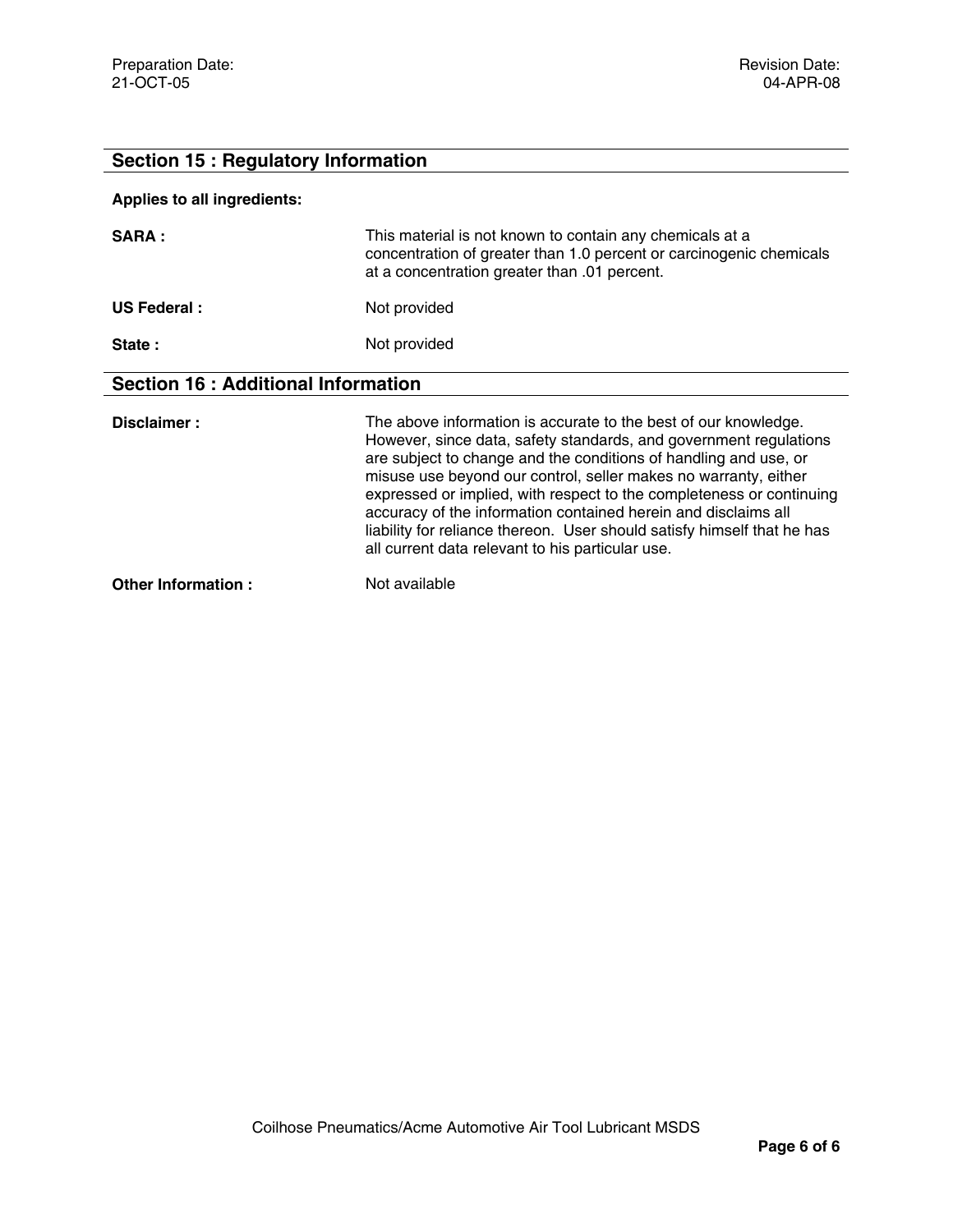## Section 15 : Regulatory Information

**Applies to all ingredients:**

**SARA :** This material is not known to contain any chemicals at a concentration of greater than 1.0 percent or carcinogenic chemicals at a concentration greater than .01 percent.

**US Federal :** Not provided

**State :** Not provided

## Section 16 : Additional Information

**Disclaimer :** The above information is accurate to the best of our knowledge. However, since data, safety standards, and government regulations are subject to change and the conditions of handling and use, or misuse use beyond our control, seller makes no warranty, either expressed or implied, with respect to the completeness or continuing accuracy of the information contained herein and disclaims all liability for reliance thereon. User should satisfy himself that he has all current data relevant to his particular use.

**Other Information :** Not available